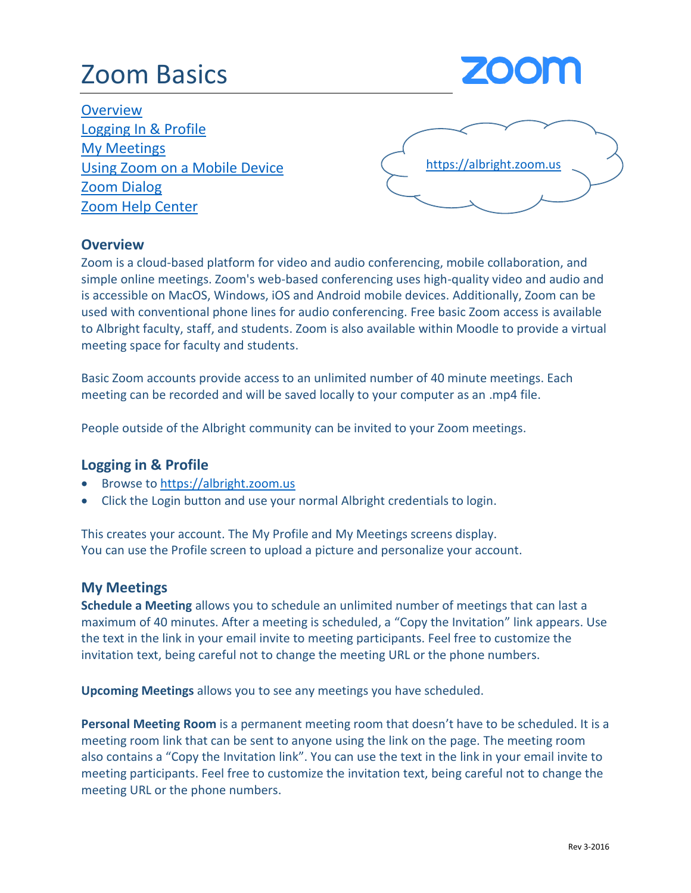# Zoom Basics

zoom

[Overview](#overview)
[Logging In & Profile](#logging-in--profile)
[My Meetings](#my-meetings)
[Using Zoom on a Mobile Device]()
[Zoom Dialog]()
[Zoom Help Center]()

[https://albright.zoom.us](https://albright.zoom.us)

## Overview

Zoom is a cloud-based platform for video and audio conferencing, mobile collaboration, and simple online meetings. Zoom's web-based conferencing uses high-quality video and audio and is accessible on MacOS, Windows, iOS and Android mobile devices. Additionally, Zoom can be used with conventional phone lines for audio conferencing. Free basic Zoom access is available to Albright faculty, staff, and students. Zoom is also available within Moodle to provide a virtual meeting space for faculty and students.

Basic Zoom accounts provide access to an unlimited number of 40 minute meetings. Each meeting can be recorded and will be saved locally to your computer as an .mp4 file.

People outside of the Albright community can be invited to your Zoom meetings.

## Logging in & Profile

- Browse to [https://albright.zoom.us](https://albright.zoom.us)
- Click the Login button and use your normal Albright credentials to login.

This creates your account. The My Profile and My Meetings screens display.
You can use the Profile screen to upload a picture and personalize your account.

## My Meetings

**Schedule a Meeting** allows you to schedule an unlimited number of meetings that can last a maximum of 40 minutes. After a meeting is scheduled, a "Copy the Invitation" link appears. Use the text in the link in your email invite to meeting participants. Feel free to customize the invitation text, being careful not to change the meeting URL or the phone numbers.

**Upcoming Meetings** allows you to see any meetings you have scheduled.

**Personal Meeting Room** is a permanent meeting room that doesn't have to be scheduled. It is a meeting room link that can be sent to anyone using the link on the page. The meeting room also contains a "Copy the Invitation link". You can use the text in the link in your email invite to meeting participants. Feel free to customize the invitation text, being careful not to change the meeting URL or the phone numbers.

Rev 3-2016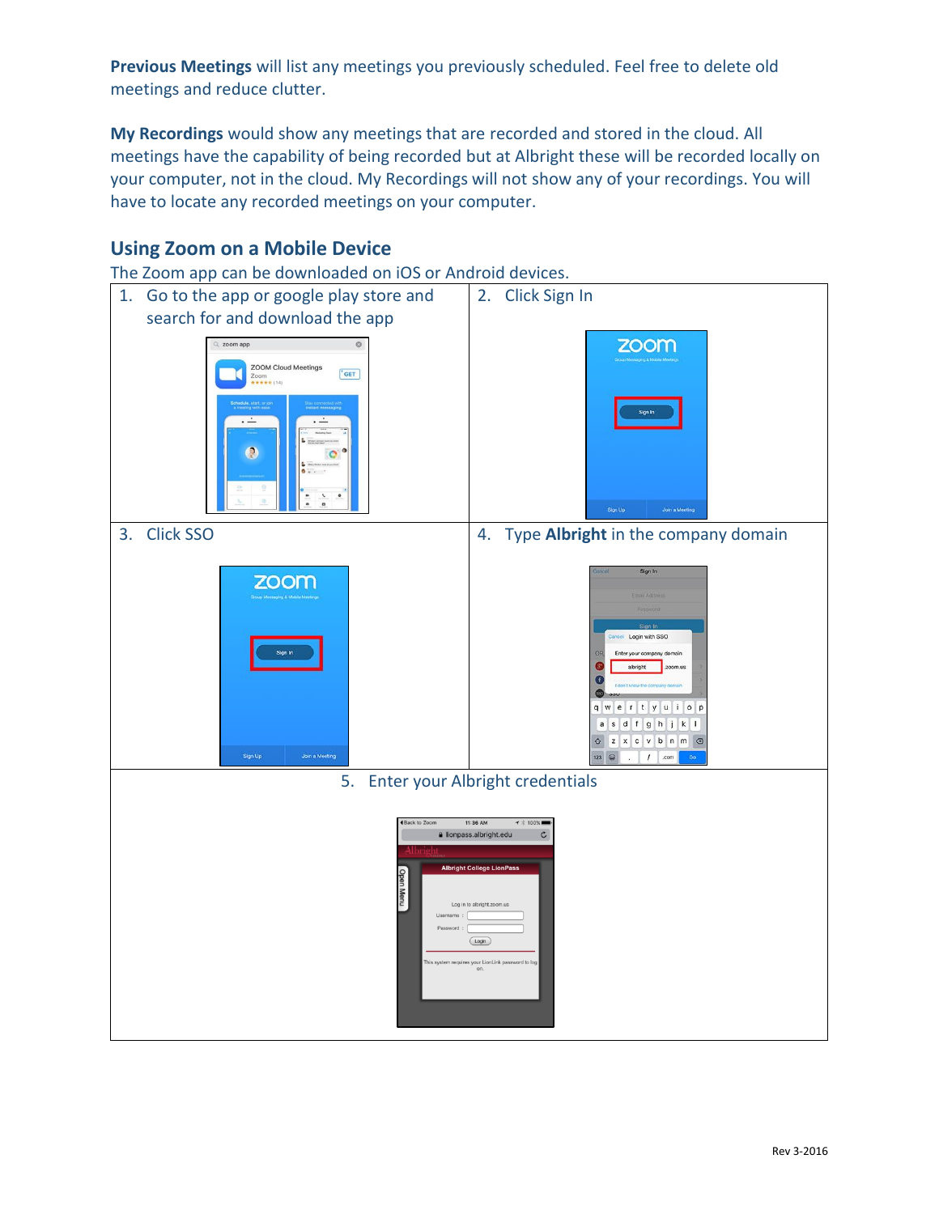**Previous Meetings** will list any meetings you previously scheduled. Feel free to delete old meetings and reduce clutter.

**My Recordings** would show any meetings that are recorded and stored in the cloud. All meetings have the capability of being recorded but at Albright these will be recorded locally on your computer, not in the cloud. My Recordings will not show any of your recordings. You will have to locate any recorded meetings on your computer.

## Using Zoom on a Mobile Device

The Zoom app can be downloaded on iOS or Android devices.

| | |
|---|---|
| 1. Go to the app or google play store and search for and download the app | 2. Click Sign In |
| 3. Click SSO | 4. Type **Albright** in the company domain |
| 5. Enter your Albright credentials | |

Rev 3-2016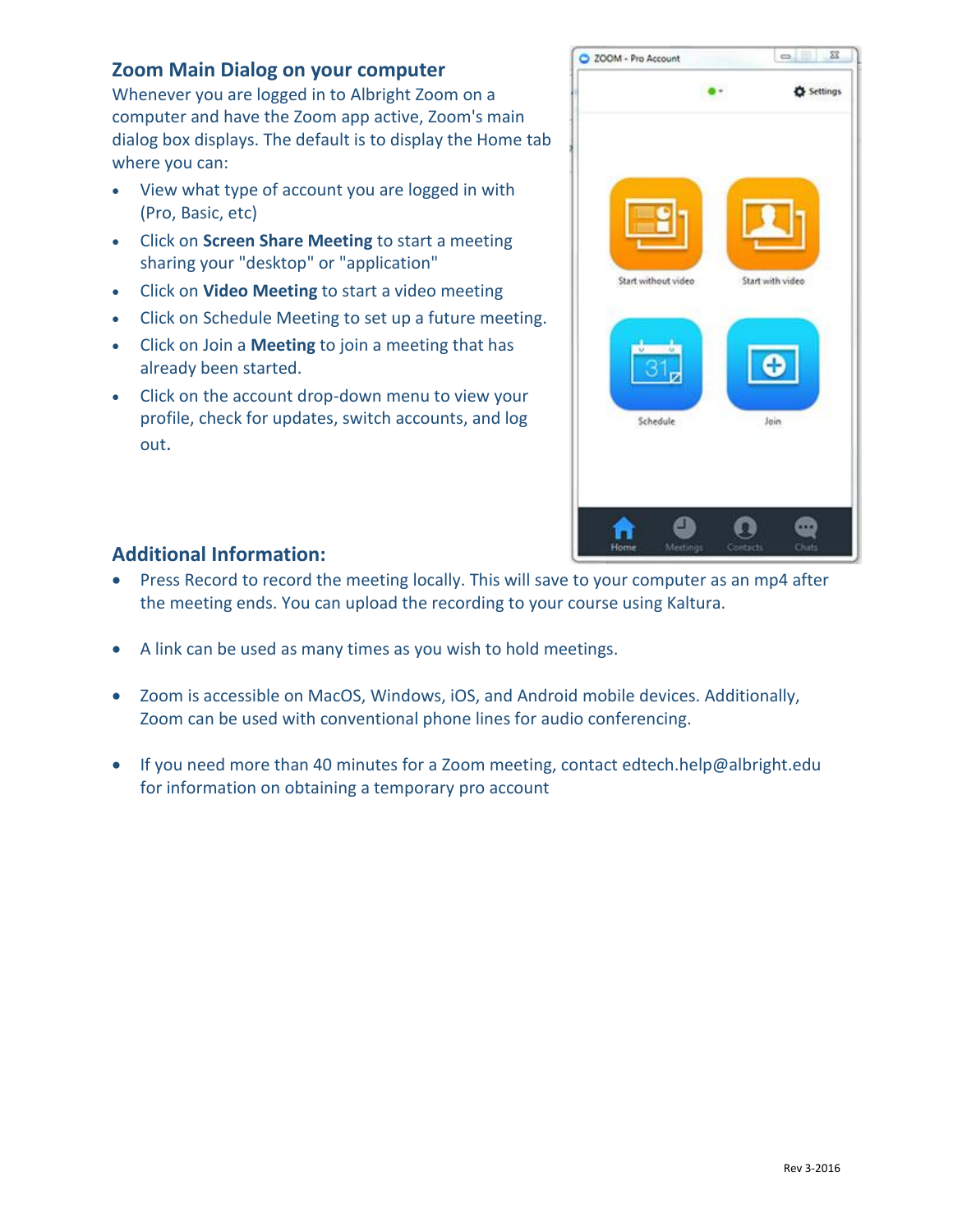## Zoom Main Dialog on your computer

Whenever you are logged in to Albright Zoom on a computer and have the Zoom app active, Zoom's main dialog box displays. The default is to display the Home tab where you can:

- View what type of account you are logged in with (Pro, Basic, etc)
- Click on **Screen Share Meeting** to start a meeting sharing your "desktop" or "application"
- Click on **Video Meeting** to start a video meeting
- Click on Schedule Meeting to set up a future meeting.
- Click on Join a **Meeting** to join a meeting that has already been started.
- Click on the account drop-down menu to view your profile, check for updates, switch accounts, and log out.

## Additional Information:

- Press Record to record the meeting locally. This will save to your computer as an mp4 after the meeting ends. You can upload the recording to your course using Kaltura.
- A link can be used as many times as you wish to hold meetings.
- Zoom is accessible on MacOS, Windows, iOS, and Android mobile devices. Additionally, Zoom can be used with conventional phone lines for audio conferencing.
- If you need more than 40 minutes for a Zoom meeting, contact edtech.help@albright.edu for information on obtaining a temporary pro account

Rev 3-2016